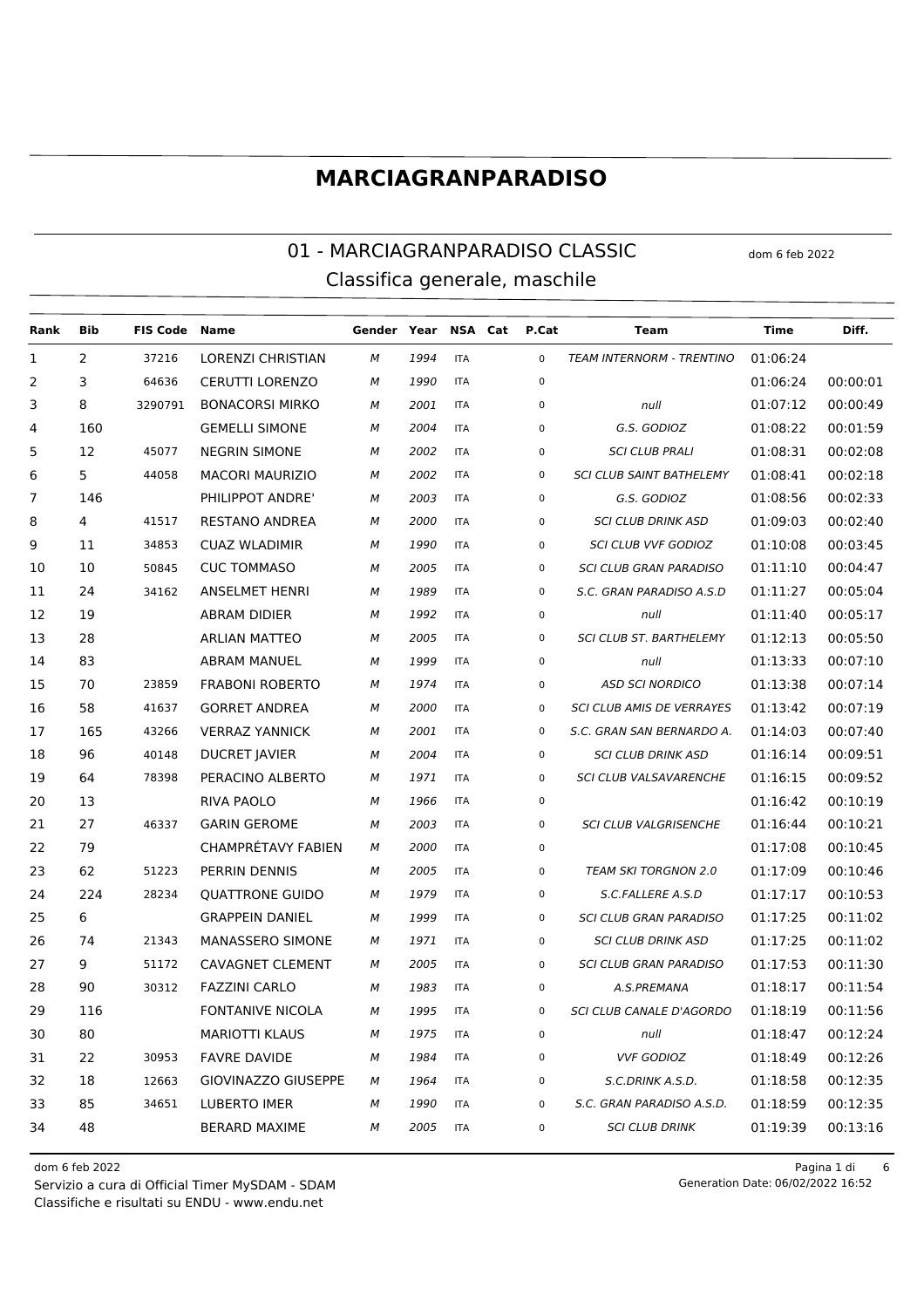# MARCIAGRANPARADISO

## 01 - MARCIAGRANPARADISO CLASSIC

dom 6 feb 2022

### Classifica generale, maschile

| Rank | Bib | FIS Code | Name | Gender | Year | NSA | Cat | P.Cat | Team | Time | Diff. |
|---|---|---|---|---|---|---|---|---|---|---|---|
| 1 | 2 | 37216 | LORENZI CHRISTIAN | M | 1994 | ITA | | 0 | TEAM INTERNORM - TRENTINO | 01:06:24 | |
| 2 | 3 | 64636 | CERUTTI LORENZO | M | 1990 | ITA | | 0 | | 01:06:24 | 00:00:01 |
| 3 | 8 | 3290791 | BONACORSI MIRKO | M | 2001 | ITA | | 0 | null | 01:07:12 | 00:00:49 |
| 4 | 160 | | GEMELLI SIMONE | M | 2004 | ITA | | 0 | G.S. GODIOZ | 01:08:22 | 00:01:59 |
| 5 | 12 | 45077 | NEGRIN SIMONE | M | 2002 | ITA | | 0 | SCI CLUB PRALI | 01:08:31 | 00:02:08 |
| 6 | 5 | 44058 | MACORI MAURIZIO | M | 2002 | ITA | | 0 | SCI CLUB SAINT BATHELEMY | 01:08:41 | 00:02:18 |
| 7 | 146 | | PHILIPPOT ANDRE' | M | 2003 | ITA | | 0 | G.S. GODIOZ | 01:08:56 | 00:02:33 |
| 8 | 4 | 41517 | RESTANO ANDREA | M | 2000 | ITA | | 0 | SCI CLUB DRINK ASD | 01:09:03 | 00:02:40 |
| 9 | 11 | 34853 | CUAZ WLADIMIR | M | 1990 | ITA | | 0 | SCI CLUB VVF GODIOZ | 01:10:08 | 00:03:45 |
| 10 | 10 | 50845 | CUC TOMMASO | M | 2005 | ITA | | 0 | SCI CLUB GRAN PARADISO | 01:11:10 | 00:04:47 |
| 11 | 24 | 34162 | ANSELMET HENRI | M | 1989 | ITA | | 0 | S.C. GRAN PARADISO A.S.D | 01:11:27 | 00:05:04 |
| 12 | 19 | | ABRAM DIDIER | M | 1992 | ITA | | 0 | null | 01:11:40 | 00:05:17 |
| 13 | 28 | | ARLIAN MATTEO | M | 2005 | ITA | | 0 | SCI CLUB ST. BARTHELEMY | 01:12:13 | 00:05:50 |
| 14 | 83 | | ABRAM MANUEL | M | 1999 | ITA | | 0 | null | 01:13:33 | 00:07:10 |
| 15 | 70 | 23859 | FRABONI ROBERTO | M | 1974 | ITA | | 0 | ASD SCI NORDICO | 01:13:38 | 00:07:14 |
| 16 | 58 | 41637 | GORRET ANDREA | M | 2000 | ITA | | 0 | SCI CLUB AMIS DE VERRAYES | 01:13:42 | 00:07:19 |
| 17 | 165 | 43266 | VERRAZ YANNICK | M | 2001 | ITA | | 0 | S.C. GRAN SAN BERNARDO A. | 01:14:03 | 00:07:40 |
| 18 | 96 | 40148 | DUCRET JAVIER | M | 2004 | ITA | | 0 | SCI CLUB DRINK ASD | 01:16:14 | 00:09:51 |
| 19 | 64 | 78398 | PERACINO ALBERTO | M | 1971 | ITA | | 0 | SCI CLUB VALSAVARENCHE | 01:16:15 | 00:09:52 |
| 20 | 13 | | RIVA PAOLO | M | 1966 | ITA | | 0 | | 01:16:42 | 00:10:19 |
| 21 | 27 | 46337 | GARIN GEROME | M | 2003 | ITA | | 0 | SCI CLUB VALGRISENCHE | 01:16:44 | 00:10:21 |
| 22 | 79 | | CHAMPRÉTAVY FABIEN | M | 2000 | ITA | | 0 | | 01:17:08 | 00:10:45 |
| 23 | 62 | 51223 | PERRIN DENNIS | M | 2005 | ITA | | 0 | TEAM SKI TORGNON 2.0 | 01:17:09 | 00:10:46 |
| 24 | 224 | 28234 | QUATTRONE GUIDO | M | 1979 | ITA | | 0 | S.C.FALLERE A.S.D | 01:17:17 | 00:10:53 |
| 25 | 6 | | GRAPPEIN DANIEL | M | 1999 | ITA | | 0 | SCI CLUB GRAN PARADISO | 01:17:25 | 00:11:02 |
| 26 | 74 | 21343 | MANASSERO SIMONE | M | 1971 | ITA | | 0 | SCI CLUB DRINK ASD | 01:17:25 | 00:11:02 |
| 27 | 9 | 51172 | CAVAGNET CLEMENT | M | 2005 | ITA | | 0 | SCI CLUB GRAN PARADISO | 01:17:53 | 00:11:30 |
| 28 | 90 | 30312 | FAZZINI CARLO | M | 1983 | ITA | | 0 | A.S.PREMANA | 01:18:17 | 00:11:54 |
| 29 | 116 | | FONTANIVE NICOLA | M | 1995 | ITA | | 0 | SCI CLUB CANALE D'AGORDO | 01:18:19 | 00:11:56 |
| 30 | 80 | | MARIOTTI KLAUS | M | 1975 | ITA | | 0 | null | 01:18:47 | 00:12:24 |
| 31 | 22 | 30953 | FAVRE DAVIDE | M | 1984 | ITA | | 0 | VVF GODIOZ | 01:18:49 | 00:12:26 |
| 32 | 18 | 12663 | GIOVINAZZO GIUSEPPE | M | 1964 | ITA | | 0 | S.C.DRINK A.S.D. | 01:18:58 | 00:12:35 |
| 33 | 85 | 34651 | LUBERTO IMER | M | 1990 | ITA | | 0 | S.C. GRAN PARADISO A.S.D. | 01:18:59 | 00:12:35 |
| 34 | 48 | | BERARD MAXIME | M | 2005 | ITA | | 0 | SCI CLUB DRINK | 01:19:39 | 00:13:16 |

dom 6 feb 2022
Servizio a cura di Official Timer MySDAM - SDAM
Classifiche e risultati su ENDU - www.endu.net

Generation Date: 06/02/2022 16:52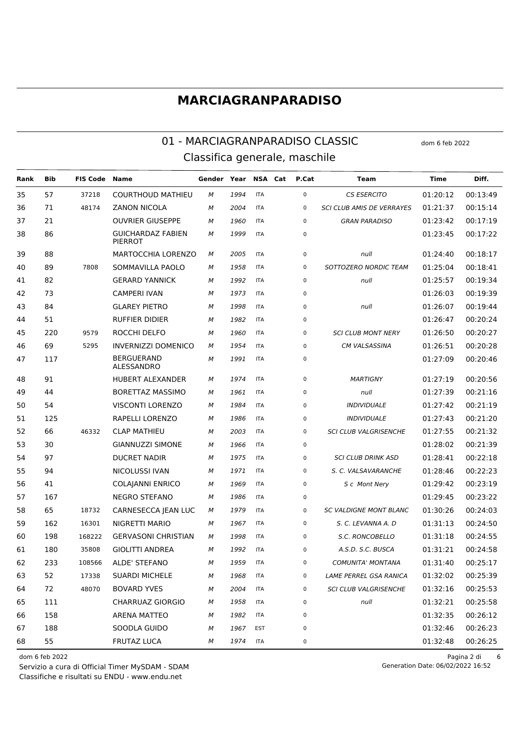# MARCIAGRANPARADISO

## 01 - MARCIAGRANPARADISO CLASSIC

dom 6 feb 2022

### Classifica generale, maschile

| Rank | Bib | FIS Code | Name | Gender | Year | NSA | Cat | P.Cat | Team | Time | Diff. |
|---|---|---|---|---|---|---|---|---|---|---|---|
| 35 | 57 | 37218 | COURTHOUD MATHIEU | M | 1994 | ITA | | 0 | CS ESERCITO | 01:20:12 | 00:13:49 |
| 36 | 71 | 48174 | ZANON NICOLA | M | 2004 | ITA | | 0 | SCI CLUB AMIS DE VERRAYES | 01:21:37 | 00:15:14 |
| 37 | 21 | | OUVRIER GIUSEPPE | M | 1960 | ITA | | 0 | GRAN PARADISO | 01:23:42 | 00:17:19 |
| 38 | 86 | | GUICHARDAZ FABIEN PIERROT | M | 1999 | ITA | | 0 | | 01:23:45 | 00:17:22 |
| 39 | 88 | | MARTOCCHIA LORENZO | M | 2005 | ITA | | 0 | null | 01:24:40 | 00:18:17 |
| 40 | 89 | 7808 | SOMMAVILLA PAOLO | M | 1958 | ITA | | 0 | SOTTOZERO NORDIC TEAM | 01:25:04 | 00:18:41 |
| 41 | 82 | | GERARD YANNICK | M | 1992 | ITA | | 0 | null | 01:25:57 | 00:19:34 |
| 42 | 73 | | CAMPERI IVAN | M | 1973 | ITA | | 0 | | 01:26:03 | 00:19:39 |
| 43 | 84 | | GLAREY PIETRO | M | 1998 | ITA | | 0 | null | 01:26:07 | 00:19:44 |
| 44 | 51 | | RUFFIER DIDIER | M | 1982 | ITA | | 0 | | 01:26:47 | 00:20:24 |
| 45 | 220 | 9579 | ROCCHI DELFO | M | 1960 | ITA | | 0 | SCI CLUB MONT NERY | 01:26:50 | 00:20:27 |
| 46 | 69 | 5295 | INVERNIZZI DOMENICO | M | 1954 | ITA | | 0 | CM VALSASSINA | 01:26:51 | 00:20:28 |
| 47 | 117 | | BERGUERAND ALESSANDRO | M | 1991 | ITA | | 0 | | 01:27:09 | 00:20:46 |
| 48 | 91 | | HUBERT ALEXANDER | M | 1974 | ITA | | 0 | MARTIGNY | 01:27:19 | 00:20:56 |
| 49 | 44 | | BORETTAZ MASSIMO | M | 1961 | ITA | | 0 | null | 01:27:39 | 00:21:16 |
| 50 | 54 | | VISCONTI LORENZO | M | 1984 | ITA | | 0 | INDIVIDUALE | 01:27:42 | 00:21:19 |
| 51 | 125 | | RAPELLI LORENZO | M | 1986 | ITA | | 0 | INDIVIDUALE | 01:27:43 | 00:21:20 |
| 52 | 66 | 46332 | CLAP MATHIEU | M | 2003 | ITA | | 0 | SCI CLUB VALGRISENCHE | 01:27:55 | 00:21:32 |
| 53 | 30 | | GIANNUZZI SIMONE | M | 1966 | ITA | | 0 | | 01:28:02 | 00:21:39 |
| 54 | 97 | | DUCRET NADIR | M | 1975 | ITA | | 0 | SCI CLUB DRINK ASD | 01:28:41 | 00:22:18 |
| 55 | 94 | | NICOLUSSI IVAN | M | 1971 | ITA | | 0 | S. C. VALSAVARANCHE | 01:28:46 | 00:22:23 |
| 56 | 41 | | COLAJANNI ENRICO | M | 1969 | ITA | | 0 | S c Mont Nery | 01:29:42 | 00:23:19 |
| 57 | 167 | | NEGRO STEFANO | M | 1986 | ITA | | 0 | | 01:29:45 | 00:23:22 |
| 58 | 65 | 18732 | CARNESECCA JEAN LUC | M | 1979 | ITA | | 0 | SC VALDIGNE MONT BLANC | 01:30:26 | 00:24:03 |
| 59 | 162 | 16301 | NIGRETTI MARIO | M | 1967 | ITA | | 0 | S. C. LEVANNA A. D | 01:31:13 | 00:24:50 |
| 60 | 198 | 168222 | GERVASONI CHRISTIAN | M | 1998 | ITA | | 0 | S.C. RONCOBELLO | 01:31:18 | 00:24:55 |
| 61 | 180 | 35808 | GIOLITTI ANDREA | M | 1992 | ITA | | 0 | A.S.D. S.C. BUSCA | 01:31:21 | 00:24:58 |
| 62 | 233 | 108566 | ALDE' STEFANO | M | 1959 | ITA | | 0 | COMUNITA' MONTANA | 01:31:40 | 00:25:17 |
| 63 | 52 | 17338 | SUARDI MICHELE | M | 1968 | ITA | | 0 | LAME PERREL GSA RANICA | 01:32:02 | 00:25:39 |
| 64 | 72 | 48070 | BOVARD YVES | M | 2004 | ITA | | 0 | SCI CLUB VALGRISENCHE | 01:32:16 | 00:25:53 |
| 65 | 111 | | CHARRUAZ GIORGIO | M | 1958 | ITA | | 0 | null | 01:32:21 | 00:25:58 |
| 66 | 158 | | ARENA MATTEO | M | 1982 | ITA | | 0 | | 01:32:35 | 00:26:12 |
| 67 | 188 | | SOODLA GUIDO | M | 1967 | EST | | 0 | | 01:32:46 | 00:26:23 |
| 68 | 55 | | FRUTAZ LUCA | M | 1974 | ITA | | 0 | | 01:32:48 | 00:26:25 |

dom 6 feb 2022

Servizio a cura di Official Timer MySDAM - SDAM

Classifiche e risultati su ENDU - www.endu.net

Generation Date: 06/02/2022 16:52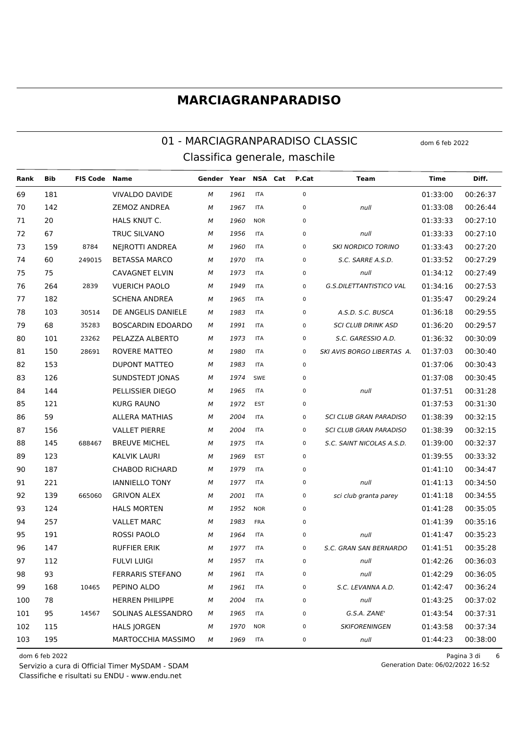# MARCIAGRANPARADISO

## 01 - MARCIAGRANPARADISO CLASSIC

dom 6 feb 2022

### Classifica generale, maschile

| Rank | Bib | FIS Code | Name | Gender | Year | NSA | Cat | P.Cat | Team | Time | Diff. |
|---|---|---|---|---|---|---|---|---|---|---|---|
| 69 | 181 | | VIVALDO DAVIDE | *M* | *1961* | ITA | | 0 | | 01:33:00 | 00:26:37 |
| 70 | 142 | | ZEMOZ ANDREA | *M* | *1967* | ITA | | 0 | *null* | 01:33:08 | 00:26:44 |
| 71 | 20 | | HALS KNUT C. | *M* | *1960* | NOR | | 0 | | 01:33:33 | 00:27:10 |
| 72 | 67 | | TRUC SILVANO | *M* | *1956* | ITA | | 0 | *null* | 01:33:33 | 00:27:10 |
| 73 | 159 | 8784 | NEJROTTI ANDREA | *M* | *1960* | ITA | | 0 | *SKI NORDICO TORINO* | 01:33:43 | 00:27:20 |
| 74 | 60 | 249015 | BETASSA MARCO | *M* | *1970* | ITA | | 0 | *S.C. SARRE A.S.D.* | 01:33:52 | 00:27:29 |
| 75 | 75 | | CAVAGNET ELVIN | *M* | *1973* | ITA | | 0 | *null* | 01:34:12 | 00:27:49 |
| 76 | 264 | 2839 | VUERICH PAOLO | *M* | *1949* | ITA | | 0 | *G.S.DILETTANTISTICO VAL* | 01:34:16 | 00:27:53 |
| 77 | 182 | | SCHENA ANDREA | *M* | *1965* | ITA | | 0 | | 01:35:47 | 00:29:24 |
| 78 | 103 | 30514 | DE ANGELIS DANIELE | *M* | *1983* | ITA | | 0 | *A.S.D. S.C. BUSCA* | 01:36:18 | 00:29:55 |
| 79 | 68 | 35283 | BOSCARDIN EDOARDO | *M* | *1991* | ITA | | 0 | *SCI CLUB DRINK ASD* | 01:36:20 | 00:29:57 |
| 80 | 101 | 23262 | PELAZZA ALBERTO | *M* | *1973* | ITA | | 0 | *S.C. GARESSIO A.D.* | 01:36:32 | 00:30:09 |
| 81 | 150 | 28691 | ROVERE MATTEO | *M* | *1980* | ITA | | 0 | *SKI AVIS BORGO LIBERTAS A.* | 01:37:03 | 00:30:40 |
| 82 | 153 | | DUPONT MATTEO | *M* | *1983* | ITA | | 0 | | 01:37:06 | 00:30:43 |
| 83 | 126 | | SUNDSTEDT JONAS | *M* | *1974* | SWE | | 0 | | 01:37:08 | 00:30:45 |
| 84 | 144 | | PELLISSIER DIEGO | *M* | *1965* | ITA | | 0 | *null* | 01:37:51 | 00:31:28 |
| 85 | 121 | | KURG RAUNO | *M* | *1972* | EST | | 0 | | 01:37:53 | 00:31:30 |
| 86 | 59 | | ALLERA MATHIAS | *M* | *2004* | ITA | | 0 | *SCI CLUB GRAN PARADISO* | 01:38:39 | 00:32:15 |
| 87 | 156 | | VALLET PIERRE | *M* | *2004* | ITA | | 0 | *SCI CLUB GRAN PARADISO* | 01:38:39 | 00:32:15 |
| 88 | 145 | 688467 | BREUVE MICHEL | *M* | *1975* | ITA | | 0 | *S.C. SAINT NICOLAS A.S.D.* | 01:39:00 | 00:32:37 |
| 89 | 123 | | KALVIK LAURI | *M* | *1969* | EST | | 0 | | 01:39:55 | 00:33:32 |
| 90 | 187 | | CHABOD RICHARD | *M* | *1979* | ITA | | 0 | | 01:41:10 | 00:34:47 |
| 91 | 221 | | IANNIELLO TONY | *M* | *1977* | ITA | | 0 | *null* | 01:41:13 | 00:34:50 |
| 92 | 139 | 665060 | GRIVON ALEX | *M* | *2001* | ITA | | 0 | *sci club granta parey* | 01:41:18 | 00:34:55 |
| 93 | 124 | | HALS MORTEN | *M* | *1952* | NOR | | 0 | | 01:41:28 | 00:35:05 |
| 94 | 257 | | VALLET MARC | *M* | *1983* | FRA | | 0 | | 01:41:39 | 00:35:16 |
| 95 | 191 | | ROSSI PAOLO | *M* | *1964* | ITA | | 0 | *null* | 01:41:47 | 00:35:23 |
| 96 | 147 | | RUFFIER ERIK | *M* | *1977* | ITA | | 0 | *S.C. GRAN SAN BERNARDO* | 01:41:51 | 00:35:28 |
| 97 | 112 | | FULVI LUIGI | *M* | *1957* | ITA | | 0 | *null* | 01:42:26 | 00:36:03 |
| 98 | 93 | | FERRARIS STEFANO | *M* | *1961* | ITA | | 0 | *null* | 01:42:29 | 00:36:05 |
| 99 | 168 | 10465 | PEPINO ALDO | *M* | *1961* | ITA | | 0 | *S.C. LEVANNA A.D.* | 01:42:47 | 00:36:24 |
| 100 | 78 | | HERREN PHILIPPE | *M* | *2004* | ITA | | 0 | *null* | 01:43:25 | 00:37:02 |
| 101 | 95 | 14567 | SOLINAS ALESSANDRO | *M* | *1965* | ITA | | 0 | *G.S.A. ZANE'* | 01:43:54 | 00:37:31 |
| 102 | 115 | | HALS JORGEN | *M* | *1970* | NOR | | 0 | *SKIFORENINGEN* | 01:43:58 | 00:37:34 |
| 103 | 195 | | MARTOCCHIA MASSIMO | *M* | *1969* | ITA | | 0 | *null* | 01:44:23 | 00:38:00 |

dom 6 feb 2022

Servizio a cura di Official Timer MySDAM - SDAM
Classifiche e risultati su ENDU - www.endu.net

Generation Date: 06/02/2022 16:52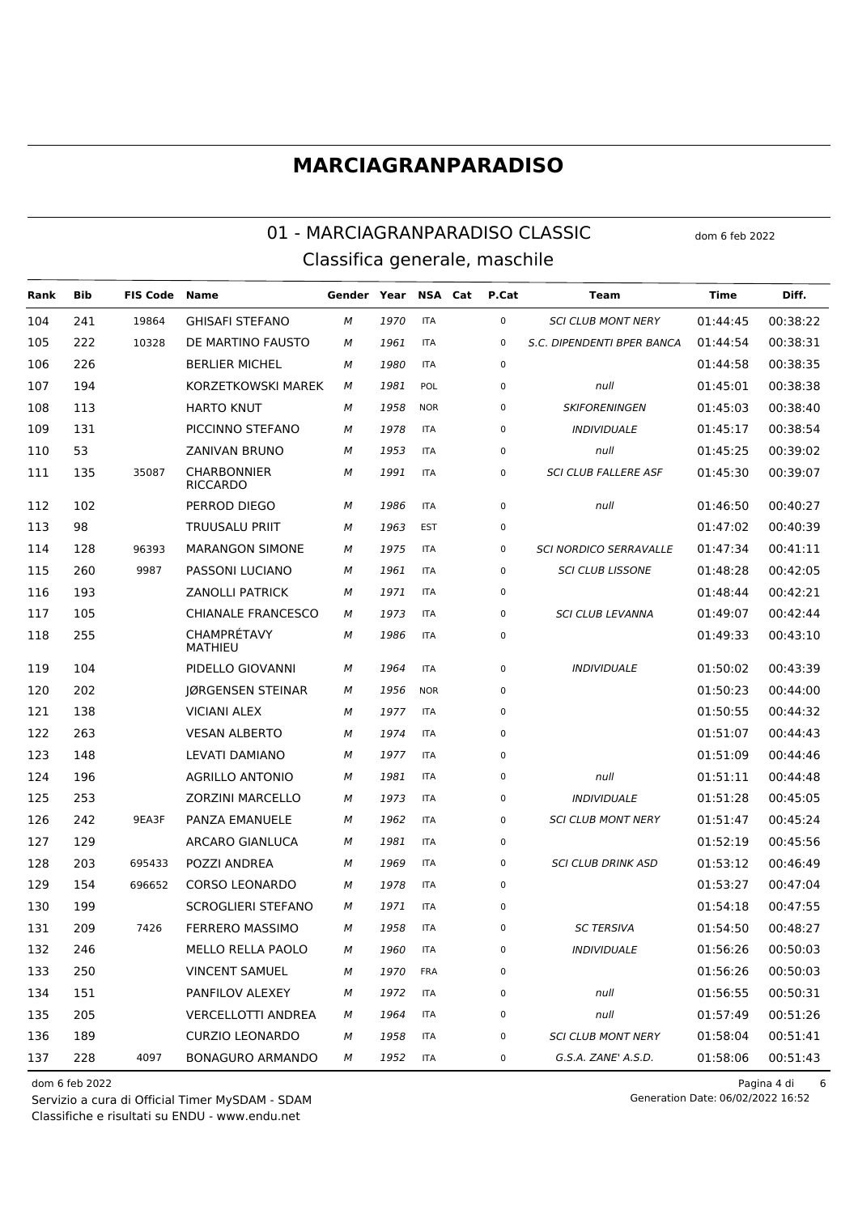# MARCIAGRANPARADISO

## 01 - MARCIAGRANPARADISO CLASSIC

dom 6 feb 2022

### Classifica generale, maschile

| Rank | Bib | FIS Code | Name | Gender | Year | NSA | Cat | P.Cat | Team | Time | Diff. |
|---|---|---|---|---|---|---|---|---|---|---|---|
| 104 | 241 | 19864 | GHISAFI STEFANO | M | 1970 | ITA | | 0 | SCI CLUB MONT NERY | 01:44:45 | 00:38:22 |
| 105 | 222 | 10328 | DE MARTINO FAUSTO | M | 1961 | ITA | | 0 | S.C. DIPENDENTI BPER BANCA | 01:44:54 | 00:38:31 |
| 106 | 226 | | BERLIER MICHEL | M | 1980 | ITA | | 0 | | 01:44:58 | 00:38:35 |
| 107 | 194 | | KORZETKOWSKI MAREK | M | 1981 | POL | | 0 | null | 01:45:01 | 00:38:38 |
| 108 | 113 | | HARTO KNUT | M | 1958 | NOR | | 0 | SKIFORENINGEN | 01:45:03 | 00:38:40 |
| 109 | 131 | | PICCINNO STEFANO | M | 1978 | ITA | | 0 | INDIVIDUALE | 01:45:17 | 00:38:54 |
| 110 | 53 | | ZANIVAN BRUNO | M | 1953 | ITA | | 0 | null | 01:45:25 | 00:39:02 |
| 111 | 135 | 35087 | CHARBONNIER RICCARDO | M | 1991 | ITA | | 0 | SCI CLUB FALLERE ASF | 01:45:30 | 00:39:07 |
| 112 | 102 | | PERROD DIEGO | M | 1986 | ITA | | 0 | null | 01:46:50 | 00:40:27 |
| 113 | 98 | | TRUUSALU PRIIT | M | 1963 | EST | | 0 | | 01:47:02 | 00:40:39 |
| 114 | 128 | 96393 | MARANGON SIMONE | M | 1975 | ITA | | 0 | SCI NORDICO SERRAVALLE | 01:47:34 | 00:41:11 |
| 115 | 260 | 9987 | PASSONI LUCIANO | M | 1961 | ITA | | 0 | SCI CLUB LISSONE | 01:48:28 | 00:42:05 |
| 116 | 193 | | ZANOLLI PATRICK | M | 1971 | ITA | | 0 | | 01:48:44 | 00:42:21 |
| 117 | 105 | | CHIANALE FRANCESCO | M | 1973 | ITA | | 0 | SCI CLUB LEVANNA | 01:49:07 | 00:42:44 |
| 118 | 255 | | CHAMPRÉTAVY MATHIEU | M | 1986 | ITA | | 0 | | 01:49:33 | 00:43:10 |
| 119 | 104 | | PIDELLO GIOVANNI | M | 1964 | ITA | | 0 | INDIVIDUALE | 01:50:02 | 00:43:39 |
| 120 | 202 | | JØRGENSEN STEINAR | M | 1956 | NOR | | 0 | | 01:50:23 | 00:44:00 |
| 121 | 138 | | VICIANI ALEX | M | 1977 | ITA | | 0 | | 01:50:55 | 00:44:32 |
| 122 | 263 | | VESAN ALBERTO | M | 1974 | ITA | | 0 | | 01:51:07 | 00:44:43 |
| 123 | 148 | | LEVATI DAMIANO | M | 1977 | ITA | | 0 | | 01:51:09 | 00:44:46 |
| 124 | 196 | | AGRILLO ANTONIO | M | 1981 | ITA | | 0 | null | 01:51:11 | 00:44:48 |
| 125 | 253 | | ZORZINI MARCELLO | M | 1973 | ITA | | 0 | INDIVIDUALE | 01:51:28 | 00:45:05 |
| 126 | 242 | 9EA3F | PANZA EMANUELE | M | 1962 | ITA | | 0 | SCI CLUB MONT NERY | 01:51:47 | 00:45:24 |
| 127 | 129 | | ARCARO GIANLUCA | M | 1981 | ITA | | 0 | | 01:52:19 | 00:45:56 |
| 128 | 203 | 695433 | POZZI ANDREA | M | 1969 | ITA | | 0 | SCI CLUB DRINK ASD | 01:53:12 | 00:46:49 |
| 129 | 154 | 696652 | CORSO LEONARDO | M | 1978 | ITA | | 0 | | 01:53:27 | 00:47:04 |
| 130 | 199 | | SCROGLIERI STEFANO | M | 1971 | ITA | | 0 | | 01:54:18 | 00:47:55 |
| 131 | 209 | 7426 | FERRERO MASSIMO | M | 1958 | ITA | | 0 | SC TERSIVA | 01:54:50 | 00:48:27 |
| 132 | 246 | | MELLO RELLA PAOLO | M | 1960 | ITA | | 0 | INDIVIDUALE | 01:56:26 | 00:50:03 |
| 133 | 250 | | VINCENT SAMUEL | M | 1970 | FRA | | 0 | | 01:56:26 | 00:50:03 |
| 134 | 151 | | PANFILOV ALEXEY | M | 1972 | ITA | | 0 | null | 01:56:55 | 00:50:31 |
| 135 | 205 | | VERCELLOTTI ANDREA | M | 1964 | ITA | | 0 | null | 01:57:49 | 00:51:26 |
| 136 | 189 | | CURZIO LEONARDO | M | 1958 | ITA | | 0 | SCI CLUB MONT NERY | 01:58:04 | 00:51:41 |
| 137 | 228 | 4097 | BONAGURO ARMANDO | M | 1952 | ITA | | 0 | G.S.A. ZANE' A.S.D. | 01:58:06 | 00:51:43 |

dom 6 feb 2022

Servizio a cura di Official Timer MySDAM - SDAM

Classifiche e risultati su ENDU - www.endu.net

Generation Date: 06/02/2022 16:52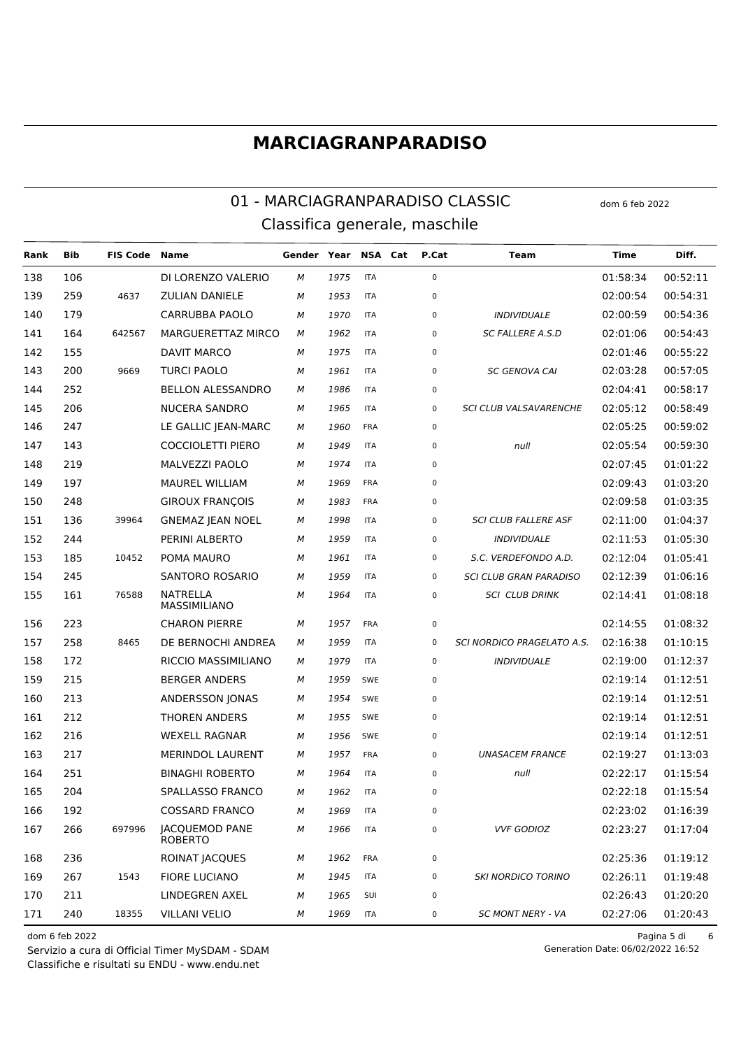# MARCIAGRANPARADISO

## 01 - MARCIAGRANPARADISO CLASSIC

dom 6 feb 2022

### Classifica generale, maschile

| Rank | Bib | FIS Code | Name | Gender | Year | NSA | Cat | P.Cat | Team | Time | Diff. |
|---|---|---|---|---|---|---|---|---|---|---|---|
| 138 | 106 | | DI LORENZO VALERIO | M | 1975 | ITA | | 0 | | 01:58:34 | 00:52:11 |
| 139 | 259 | 4637 | ZULIAN DANIELE | M | 1953 | ITA | | 0 | | 02:00:54 | 00:54:31 |
| 140 | 179 | | CARRUBBA PAOLO | M | 1970 | ITA | | 0 | *INDIVIDUALE* | 02:00:59 | 00:54:36 |
| 141 | 164 | 642567 | MARGUERETTAZ MIRCO | M | 1962 | ITA | | 0 | *SC FALLERE A.S.D* | 02:01:06 | 00:54:43 |
| 142 | 155 | | DAVIT MARCO | M | 1975 | ITA | | 0 | | 02:01:46 | 00:55:22 |
| 143 | 200 | 9669 | TURCI PAOLO | M | 1961 | ITA | | 0 | *SC GENOVA CAI* | 02:03:28 | 00:57:05 |
| 144 | 252 | | BELLON ALESSANDRO | M | 1986 | ITA | | 0 | | 02:04:41 | 00:58:17 |
| 145 | 206 | | NUCERA SANDRO | M | 1965 | ITA | | 0 | *SCI CLUB VALSAVARENCHE* | 02:05:12 | 00:58:49 |
| 146 | 247 | | LE GALLIC JEAN-MARC | M | 1960 | FRA | | 0 | | 02:05:25 | 00:59:02 |
| 147 | 143 | | COCCIOLETTI PIERO | M | 1949 | ITA | | 0 | *null* | 02:05:54 | 00:59:30 |
| 148 | 219 | | MALVEZZI PAOLO | M | 1974 | ITA | | 0 | | 02:07:45 | 01:01:22 |
| 149 | 197 | | MAUREL WILLIAM | M | 1969 | FRA | | 0 | | 02:09:43 | 01:03:20 |
| 150 | 248 | | GIROUX FRANÇOIS | M | 1983 | FRA | | 0 | | 02:09:58 | 01:03:35 |
| 151 | 136 | 39964 | GNEMAZ JEAN NOEL | M | 1998 | ITA | | 0 | *SCI CLUB FALLERE ASF* | 02:11:00 | 01:04:37 |
| 152 | 244 | | PERINI ALBERTO | M | 1959 | ITA | | 0 | *INDIVIDUALE* | 02:11:53 | 01:05:30 |
| 153 | 185 | 10452 | POMA MAURO | M | 1961 | ITA | | 0 | *S.C. VERDEFONDO A.D.* | 02:12:04 | 01:05:41 |
| 154 | 245 | | SANTORO ROSARIO | M | 1959 | ITA | | 0 | *SCI CLUB GRAN PARADISO* | 02:12:39 | 01:06:16 |
| 155 | 161 | 76588 | NATRELLA MASSIMILIANO | M | 1964 | ITA | | 0 | *SCI CLUB DRINK* | 02:14:41 | 01:08:18 |
| 156 | 223 | | CHARON PIERRE | M | 1957 | FRA | | 0 | | 02:14:55 | 01:08:32 |
| 157 | 258 | 8465 | DE BERNOCHI ANDREA | M | 1959 | ITA | | 0 | *SCI NORDICO PRAGELATO A.S.* | 02:16:38 | 01:10:15 |
| 158 | 172 | | RICCIO MASSIMILIANO | M | 1979 | ITA | | 0 | *INDIVIDUALE* | 02:19:00 | 01:12:37 |
| 159 | 215 | | BERGER ANDERS | M | 1959 | SWE | | 0 | | 02:19:14 | 01:12:51 |
| 160 | 213 | | ANDERSSON JONAS | M | 1954 | SWE | | 0 | | 02:19:14 | 01:12:51 |
| 161 | 212 | | THOREN ANDERS | M | 1955 | SWE | | 0 | | 02:19:14 | 01:12:51 |
| 162 | 216 | | WEXELL RAGNAR | M | 1956 | SWE | | 0 | | 02:19:14 | 01:12:51 |
| 163 | 217 | | MERINDOL LAURENT | M | 1957 | FRA | | 0 | *UNASACEM FRANCE* | 02:19:27 | 01:13:03 |
| 164 | 251 | | BINAGHI ROBERTO | M | 1964 | ITA | | 0 | *null* | 02:22:17 | 01:15:54 |
| 165 | 204 | | SPALLASSO FRANCO | M | 1962 | ITA | | 0 | | 02:22:18 | 01:15:54 |
| 166 | 192 | | COSSARD FRANCO | M | 1969 | ITA | | 0 | | 02:23:02 | 01:16:39 |
| 167 | 266 | 697996 | JACQUEMOD PANE ROBERTO | M | 1966 | ITA | | 0 | *VVF GODIOZ* | 02:23:27 | 01:17:04 |
| 168 | 236 | | ROINAT JACQUES | M | 1962 | FRA | | 0 | | 02:25:36 | 01:19:12 |
| 169 | 267 | 1543 | FIORE LUCIANO | M | 1945 | ITA | | 0 | *SKI NORDICO TORINO* | 02:26:11 | 01:19:48 |
| 170 | 211 | | LINDEGREN AXEL | M | 1965 | SUI | | 0 | | 02:26:43 | 01:20:20 |
| 171 | 240 | 18355 | VILLANI VELIO | M | 1969 | ITA | | 0 | *SC MONT NERY - VA* | 02:27:06 | 01:20:43 |

dom 6 feb 2022

Servizio a cura di Official Timer MySDAM - SDAM

Classifiche e risultati su ENDU - www.endu.net

Generation Date: 06/02/2022 16:52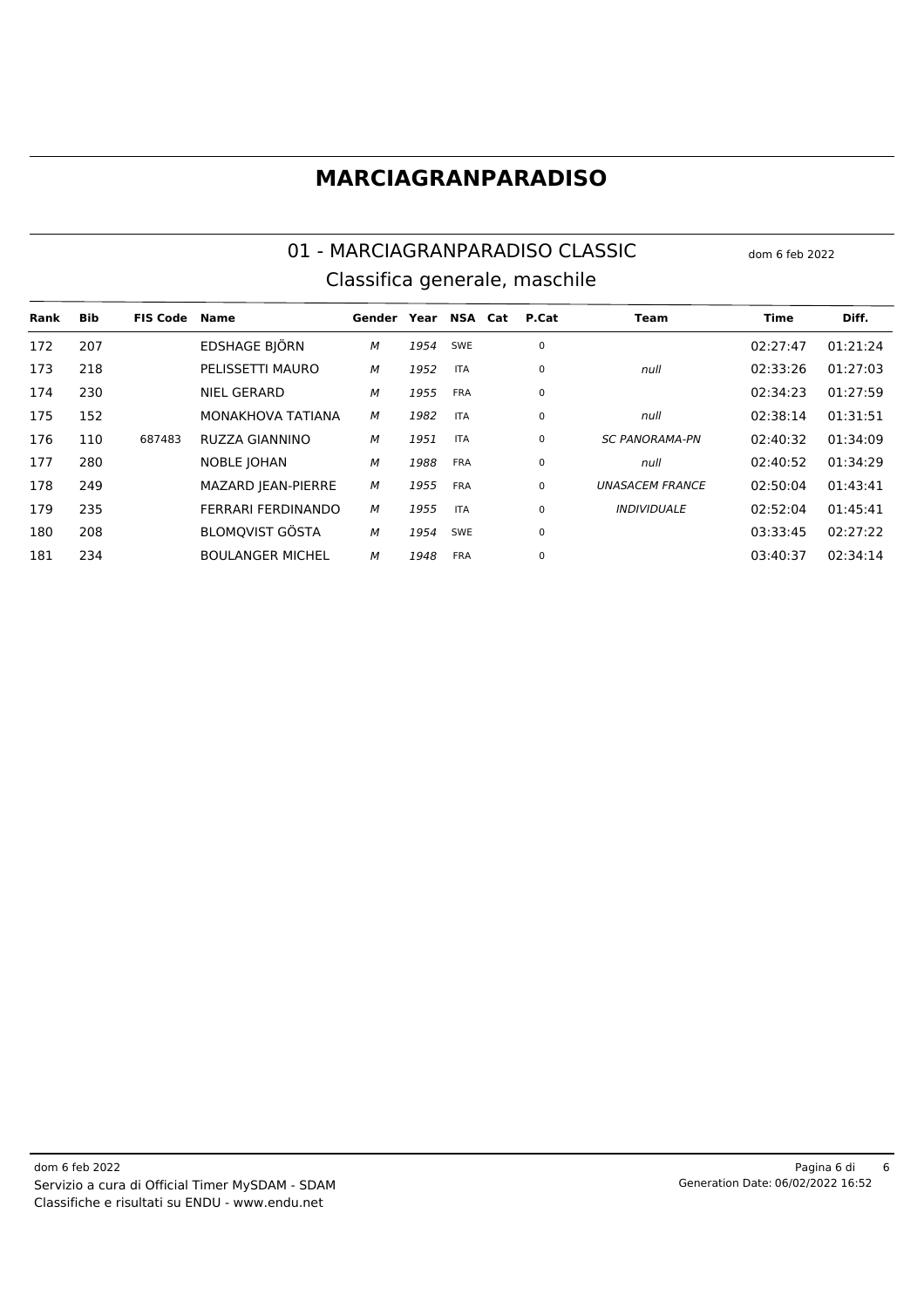# MARCIAGRANPARADISO

## 01 - MARCIAGRANPARADISO CLASSIC

dom 6 feb 2022

### Classifica generale, maschile

| Rank | Bib | FIS Code | Name | Gender | Year | NSA | Cat | P.Cat | Team | Time | Diff. |
|---|---|---|---|---|---|---|---|---|---|---|---|
| 172 | 207 | | EDSHAGE BJÖRN | *M* | *1954* | SWE | | 0 | | 02:27:47 | 01:21:24 |
| 173 | 218 | | PELISSETTI MAURO | *M* | *1952* | ITA | | 0 | *null* | 02:33:26 | 01:27:03 |
| 174 | 230 | | NIEL GERARD | *M* | *1955* | FRA | | 0 | | 02:34:23 | 01:27:59 |
| 175 | 152 | | MONAKHOVA TATIANA | *M* | *1982* | ITA | | 0 | *null* | 02:38:14 | 01:31:51 |
| 176 | 110 | 687483 | RUZZA GIANNINO | *M* | *1951* | ITA | | 0 | *SC PANORAMA-PN* | 02:40:32 | 01:34:09 |
| 177 | 280 | | NOBLE JOHAN | *M* | *1988* | FRA | | 0 | *null* | 02:40:52 | 01:34:29 |
| 178 | 249 | | MAZARD JEAN-PIERRE | *M* | *1955* | FRA | | 0 | *UNASACEM FRANCE* | 02:50:04 | 01:43:41 |
| 179 | 235 | | FERRARI FERDINANDO | *M* | *1955* | ITA | | 0 | *INDIVIDUALE* | 02:52:04 | 01:45:41 |
| 180 | 208 | | BLOMQVIST GÖSTA | *M* | *1954* | SWE | | 0 | | 03:33:45 | 02:27:22 |
| 181 | 234 | | BOULANGER MICHEL | *M* | *1948* | FRA | | 0 | | 03:40:37 | 02:34:14 |

dom 6 feb 2022
Servizio a cura di Official Timer MySDAM - SDAM
Classifiche e risultati su ENDU - www.endu.net

Generation Date: 06/02/2022 16:52